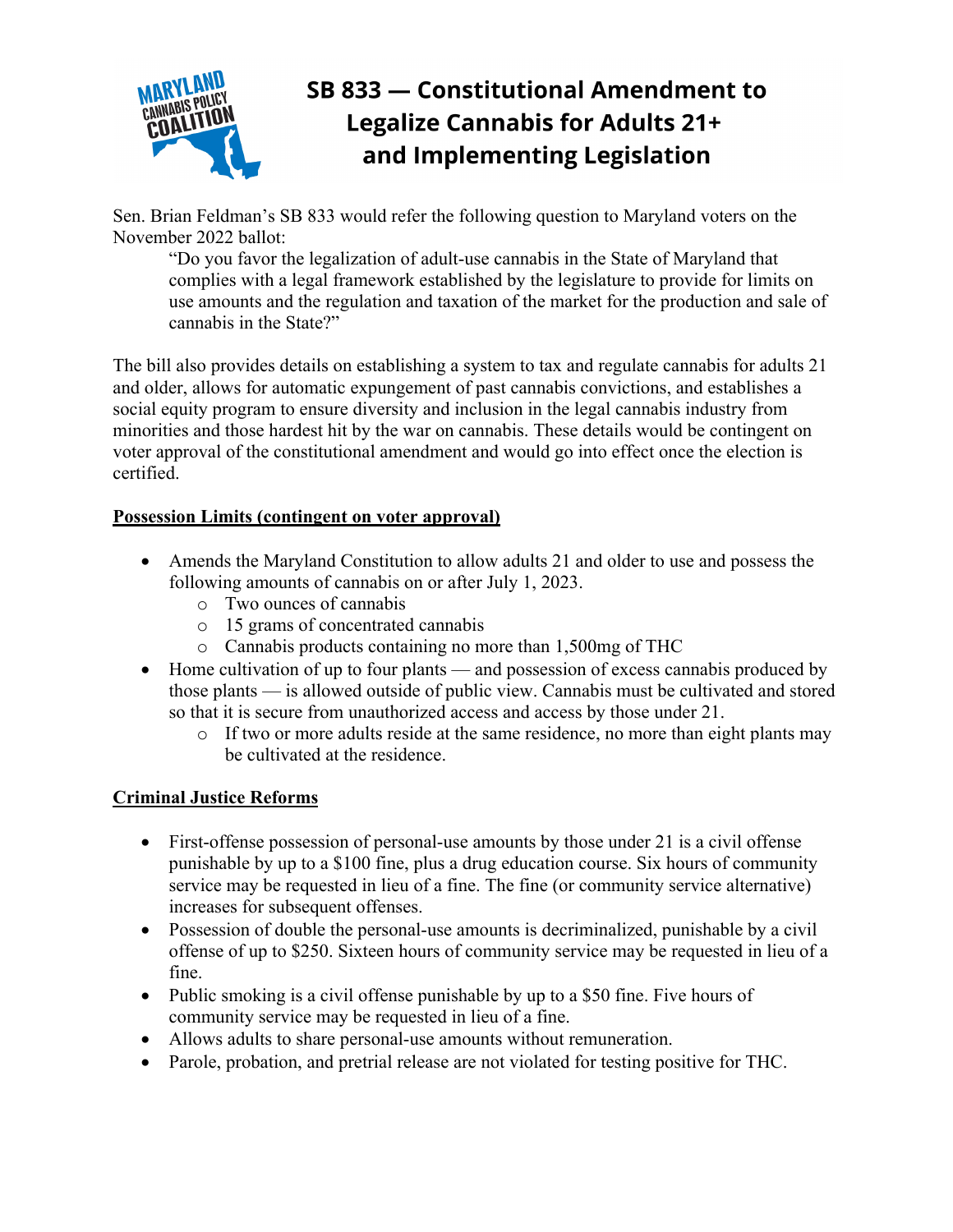# SB 833 — Constitutional Amendment to Legalize Cannabis for Adults 21+ and Implementing Legislation

Sen. Brian Feldman's SB 833 would refer the following question to Maryland voters on the November 2022 ballot:

> "Do you favor the legalization of adult-use cannabis in the State of Maryland that complies with a legal framework established by the legislature to provide for limits on use amounts and the regulation and taxation of the market for the production and sale of cannabis in the State?"

The bill also provides details on establishing a system to tax and regulate cannabis for adults 21 and older, allows for automatic expungement of past cannabis convictions, and establishes a social equity program to ensure diversity and inclusion in the legal cannabis industry from minorities and those hardest hit by the war on cannabis. These details would be contingent on voter approval of the constitutional amendment and would go into effect once the election is certified.

**Possession Limits (contingent on voter approval)**

- Amends the Maryland Constitution to allow adults 21 and older to use and possess the following amounts of cannabis on or after July 1, 2023.
  - Two ounces of cannabis
  - 15 grams of concentrated cannabis
  - Cannabis products containing no more than 1,500mg of THC
- Home cultivation of up to four plants — and possession of excess cannabis produced by those plants — is allowed outside of public view. Cannabis must be cultivated and stored so that it is secure from unauthorized access and access by those under 21.
  - If two or more adults reside at the same residence, no more than eight plants may be cultivated at the residence.

**Criminal Justice Reforms**

- First-offense possession of personal-use amounts by those under 21 is a civil offense punishable by up to a $100 fine, plus a drug education course. Six hours of community service may be requested in lieu of a fine. The fine (or community service alternative) increases for subsequent offenses.
- Possession of double the personal-use amounts is decriminalized, punishable by a civil offense of up to $250. Sixteen hours of community service may be requested in lieu of a fine.
- Public smoking is a civil offense punishable by up to a $50 fine. Five hours of community service may be requested in lieu of a fine.
- Allows adults to share personal-use amounts without remuneration.
- Parole, probation, and pretrial release are not violated for testing positive for THC.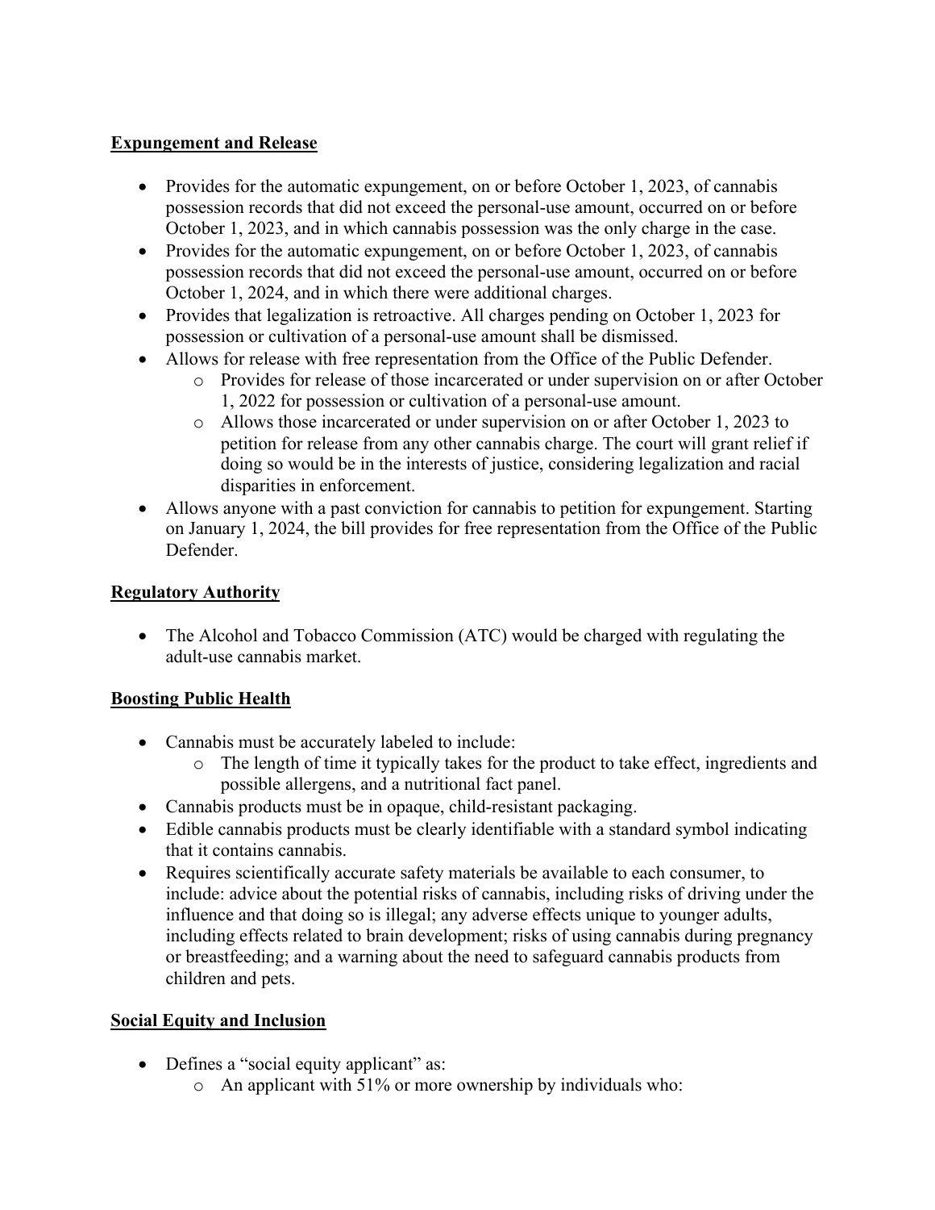## Expungement and Release

- Provides for the automatic expungement, on or before October 1, 2023, of cannabis possession records that did not exceed the personal-use amount, occurred on or before October 1, 2023, and in which cannabis possession was the only charge in the case.
- Provides for the automatic expungement, on or before October 1, 2023, of cannabis possession records that did not exceed the personal-use amount, occurred on or before October 1, 2024, and in which there were additional charges.
- Provides that legalization is retroactive. All charges pending on October 1, 2023 for possession or cultivation of a personal-use amount shall be dismissed.
- Allows for release with free representation from the Office of the Public Defender.
  - Provides for release of those incarcerated or under supervision on or after October 1, 2022 for possession or cultivation of a personal-use amount.
  - Allows those incarcerated or under supervision on or after October 1, 2023 to petition for release from any other cannabis charge. The court will grant relief if doing so would be in the interests of justice, considering legalization and racial disparities in enforcement.
- Allows anyone with a past conviction for cannabis to petition for expungement. Starting on January 1, 2024, the bill provides for free representation from the Office of the Public Defender.

## Regulatory Authority

- The Alcohol and Tobacco Commission (ATC) would be charged with regulating the adult-use cannabis market.

## Boosting Public Health

- Cannabis must be accurately labeled to include:
  - The length of time it typically takes for the product to take effect, ingredients and possible allergens, and a nutritional fact panel.
- Cannabis products must be in opaque, child-resistant packaging.
- Edible cannabis products must be clearly identifiable with a standard symbol indicating that it contains cannabis.
- Requires scientifically accurate safety materials be available to each consumer, to include: advice about the potential risks of cannabis, including risks of driving under the influence and that doing so is illegal; any adverse effects unique to younger adults, including effects related to brain development; risks of using cannabis during pregnancy or breastfeeding; and a warning about the need to safeguard cannabis products from children and pets.

## Social Equity and Inclusion

- Defines a "social equity applicant" as:
  - An applicant with 51% or more ownership by individuals who: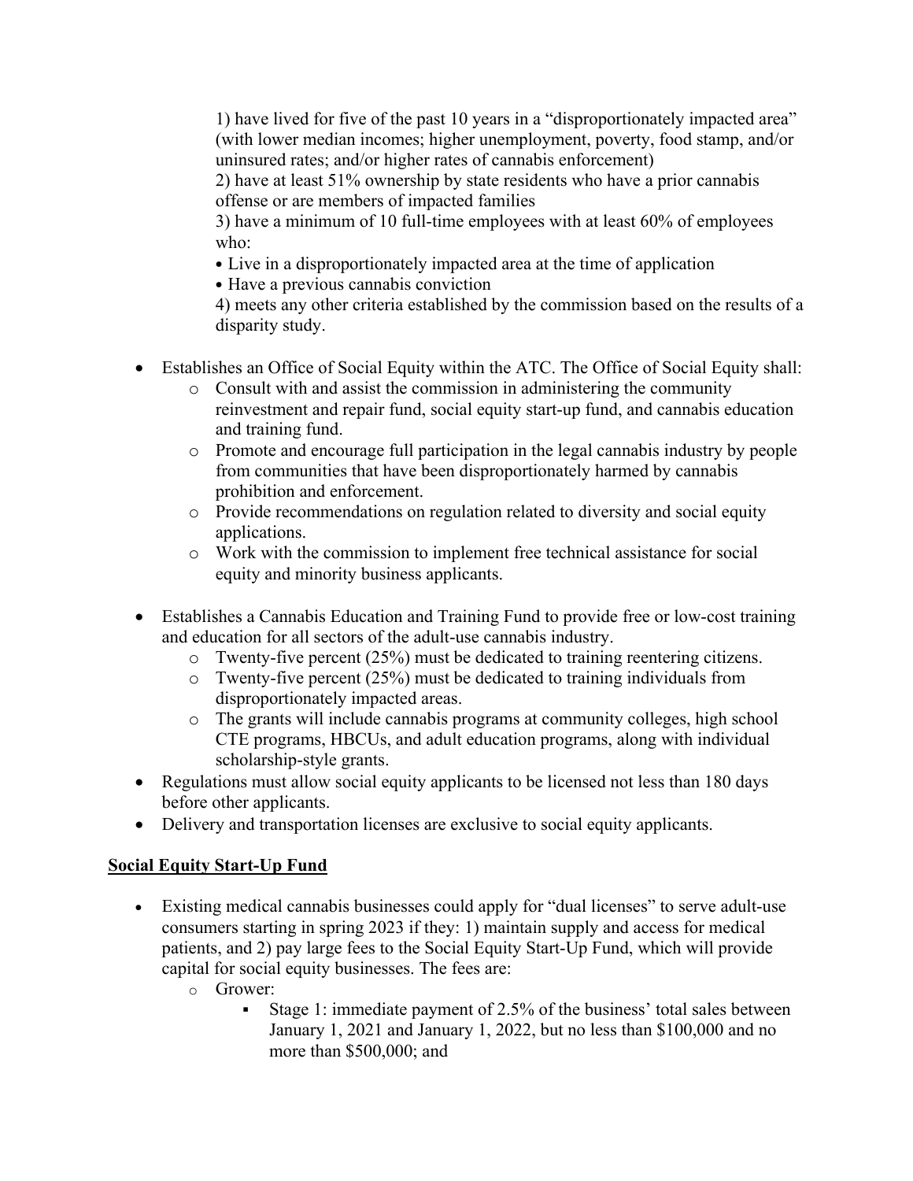1) have lived for five of the past 10 years in a "disproportionately impacted area" (with lower median incomes; higher unemployment, poverty, food stamp, and/or uninsured rates; and/or higher rates of cannabis enforcement)
2) have at least 51% ownership by state residents who have a prior cannabis offense or are members of impacted families
3) have a minimum of 10 full-time employees with at least 60% of employees who:
• Live in a disproportionately impacted area at the time of application
• Have a previous cannabis conviction
4) meets any other criteria established by the commission based on the results of a disparity study.

- Establishes an Office of Social Equity within the ATC. The Office of Social Equity shall:
  - Consult with and assist the commission in administering the community reinvestment and repair fund, social equity start-up fund, and cannabis education and training fund.
  - Promote and encourage full participation in the legal cannabis industry by people from communities that have been disproportionately harmed by cannabis prohibition and enforcement.
  - Provide recommendations on regulation related to diversity and social equity applications.
  - Work with the commission to implement free technical assistance for social equity and minority business applicants.

- Establishes a Cannabis Education and Training Fund to provide free or low-cost training and education for all sectors of the adult-use cannabis industry.
  - Twenty-five percent (25%) must be dedicated to training reentering citizens.
  - Twenty-five percent (25%) must be dedicated to training individuals from disproportionately impacted areas.
  - The grants will include cannabis programs at community colleges, high school CTE programs, HBCUs, and adult education programs, along with individual scholarship-style grants.
- Regulations must allow social equity applicants to be licensed not less than 180 days before other applicants.
- Delivery and transportation licenses are exclusive to social equity applicants.

**Social Equity Start-Up Fund**

- Existing medical cannabis businesses could apply for "dual licenses" to serve adult-use consumers starting in spring 2023 if they: 1) maintain supply and access for medical patients, and 2) pay large fees to the Social Equity Start-Up Fund, which will provide capital for social equity businesses. The fees are:
  - Grower:
    - Stage 1: immediate payment of 2.5% of the business' total sales between January 1, 2021 and January 1, 2022, but no less than $100,000 and no more than $500,000; and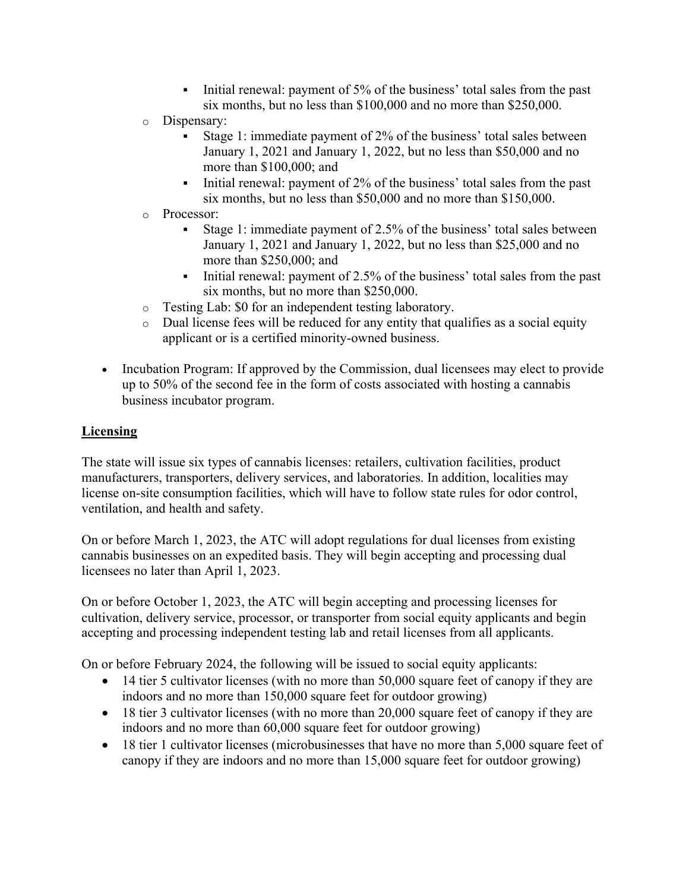- Initial renewal: payment of 5% of the business' total sales from the past six months, but no less than $100,000 and no more than $250,000.
  - Dispensary:
    - Stage 1: immediate payment of 2% of the business' total sales between January 1, 2021 and January 1, 2022, but no less than $50,000 and no more than $100,000; and
    - Initial renewal: payment of 2% of the business' total sales from the past six months, but no less than $50,000 and no more than $150,000.
  - Processor:
    - Stage 1: immediate payment of 2.5% of the business' total sales between January 1, 2021 and January 1, 2022, but no less than $25,000 and no more than $250,000; and
    - Initial renewal: payment of 2.5% of the business' total sales from the past six months, but no more than $250,000.
  - Testing Lab: $0 for an independent testing laboratory.
  - Dual license fees will be reduced for any entity that qualifies as a social equity applicant or is a certified minority-owned business.

- Incubation Program: If approved by the Commission, dual licensees may elect to provide up to 50% of the second fee in the form of costs associated with hosting a cannabis business incubator program.

## Licensing

The state will issue six types of cannabis licenses: retailers, cultivation facilities, product manufacturers, transporters, delivery services, and laboratories. In addition, localities may license on-site consumption facilities, which will have to follow state rules for odor control, ventilation, and health and safety.

On or before March 1, 2023, the ATC will adopt regulations for dual licenses from existing cannabis businesses on an expedited basis. They will begin accepting and processing dual licensees no later than April 1, 2023.

On or before October 1, 2023, the ATC will begin accepting and processing licenses for cultivation, delivery service, processor, or transporter from social equity applicants and begin accepting and processing independent testing lab and retail licenses from all applicants.

On or before February 2024, the following will be issued to social equity applicants:

- 14 tier 5 cultivator licenses (with no more than 50,000 square feet of canopy if they are indoors and no more than 150,000 square feet for outdoor growing)
- 18 tier 3 cultivator licenses (with no more than 20,000 square feet of canopy if they are indoors and no more than 60,000 square feet for outdoor growing)
- 18 tier 1 cultivator licenses (microbusinesses that have no more than 5,000 square feet of canopy if they are indoors and no more than 15,000 square feet for outdoor growing)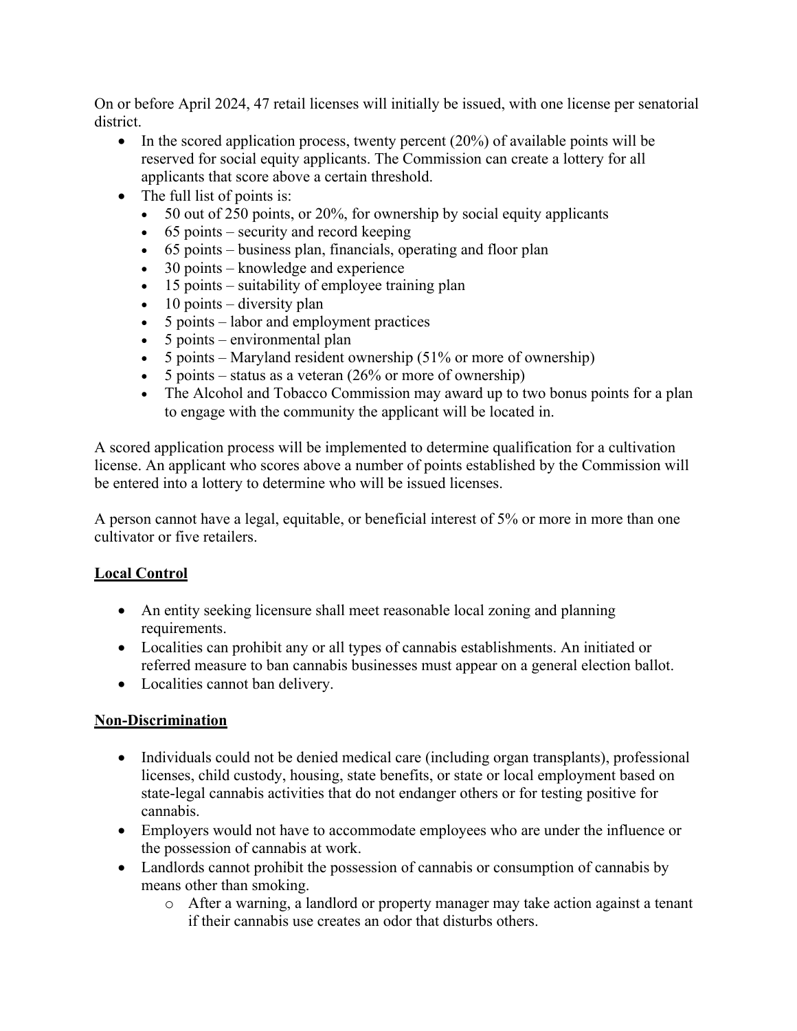On or before April 2024, 47 retail licenses will initially be issued, with one license per senatorial district.

- In the scored application process, twenty percent (20%) of available points will be reserved for social equity applicants. The Commission can create a lottery for all applicants that score above a certain threshold.
- The full list of points is:
    - 50 out of 250 points, or 20%, for ownership by social equity applicants
    - 65 points – security and record keeping
    - 65 points – business plan, financials, operating and floor plan
    - 30 points – knowledge and experience
    - 15 points – suitability of employee training plan
    - 10 points – diversity plan
    - 5 points – labor and employment practices
    - 5 points – environmental plan
    - 5 points – Maryland resident ownership (51% or more of ownership)
    - 5 points – status as a veteran (26% or more of ownership)
    - The Alcohol and Tobacco Commission may award up to two bonus points for a plan to engage with the community the applicant will be located in.

A scored application process will be implemented to determine qualification for a cultivation license. An applicant who scores above a number of points established by the Commission will be entered into a lottery to determine who will be issued licenses.

A person cannot have a legal, equitable, or beneficial interest of 5% or more in more than one cultivator or five retailers.

## Local Control

- An entity seeking licensure shall meet reasonable local zoning and planning requirements.
- Localities can prohibit any or all types of cannabis establishments. An initiated or referred measure to ban cannabis businesses must appear on a general election ballot.
- Localities cannot ban delivery.

## Non-Discrimination

- Individuals could not be denied medical care (including organ transplants), professional licenses, child custody, housing, state benefits, or state or local employment based on state-legal cannabis activities that do not endanger others or for testing positive for cannabis.
- Employers would not have to accommodate employees who are under the influence or the possession of cannabis at work.
- Landlords cannot prohibit the possession of cannabis or consumption of cannabis by means other than smoking.
    - After a warning, a landlord or property manager may take action against a tenant if their cannabis use creates an odor that disturbs others.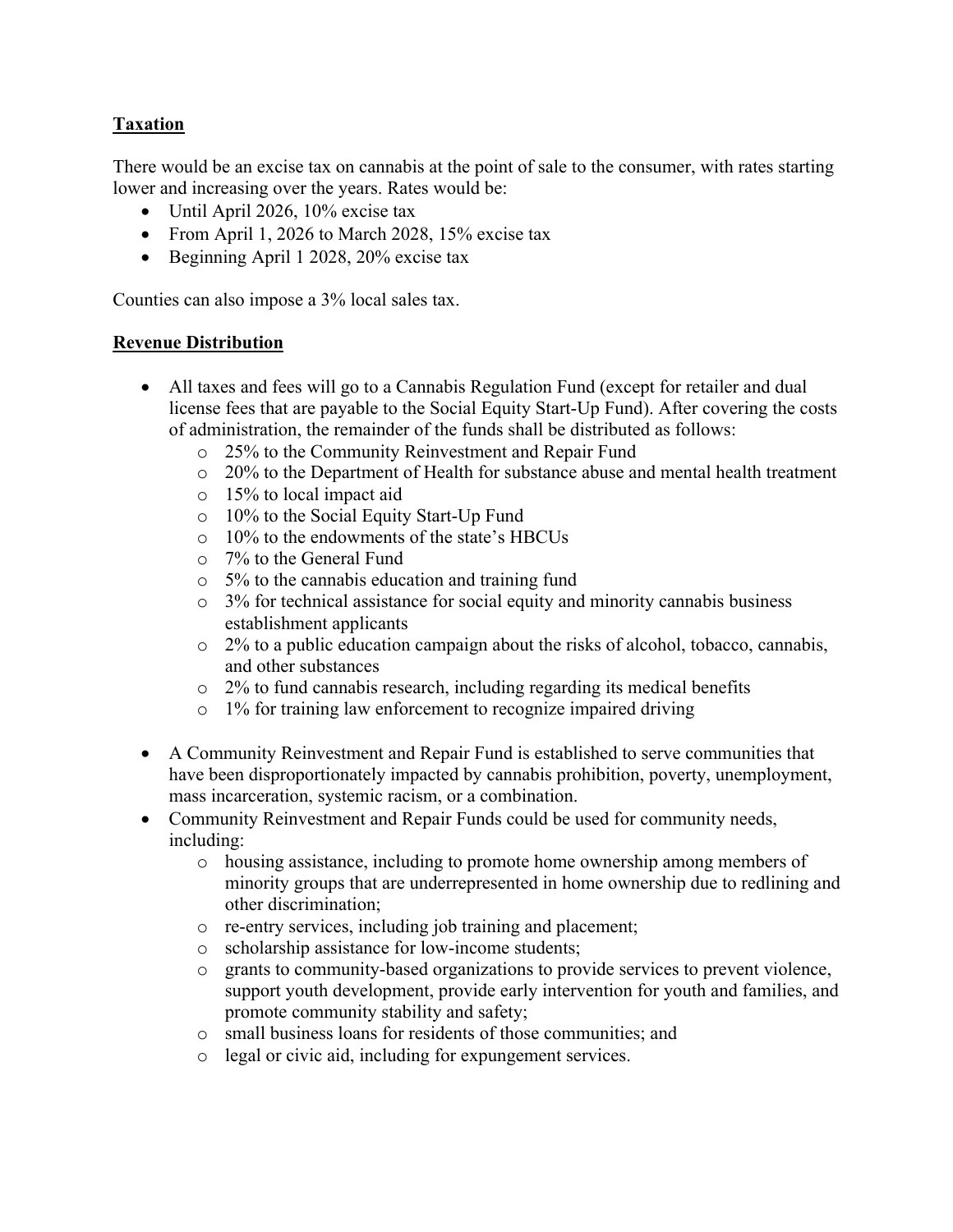**Taxation**

There would be an excise tax on cannabis at the point of sale to the consumer, with rates starting lower and increasing over the years. Rates would be:

- Until April 2026, 10% excise tax
- From April 1, 2026 to March 2028, 15% excise tax
- Beginning April 1 2028, 20% excise tax

Counties can also impose a 3% local sales tax.

**Revenue Distribution**

- All taxes and fees will go to a Cannabis Regulation Fund (except for retailer and dual license fees that are payable to the Social Equity Start-Up Fund). After covering the costs of administration, the remainder of the funds shall be distributed as follows:
  - 25% to the Community Reinvestment and Repair Fund
  - 20% to the Department of Health for substance abuse and mental health treatment
  - 15% to local impact aid
  - 10% to the Social Equity Start-Up Fund
  - 10% to the endowments of the state's HBCUs
  - 7% to the General Fund
  - 5% to the cannabis education and training fund
  - 3% for technical assistance for social equity and minority cannabis business establishment applicants
  - 2% to a public education campaign about the risks of alcohol, tobacco, cannabis, and other substances
  - 2% to fund cannabis research, including regarding its medical benefits
  - 1% for training law enforcement to recognize impaired driving

- A Community Reinvestment and Repair Fund is established to serve communities that have been disproportionately impacted by cannabis prohibition, poverty, unemployment, mass incarceration, systemic racism, or a combination.
- Community Reinvestment and Repair Funds could be used for community needs, including:
  - housing assistance, including to promote home ownership among members of minority groups that are underrepresented in home ownership due to redlining and other discrimination;
  - re-entry services, including job training and placement;
  - scholarship assistance for low-income students;
  - grants to community-based organizations to provide services to prevent violence, support youth development, provide early intervention for youth and families, and promote community stability and safety;
  - small business loans for residents of those communities; and
  - legal or civic aid, including for expungement services.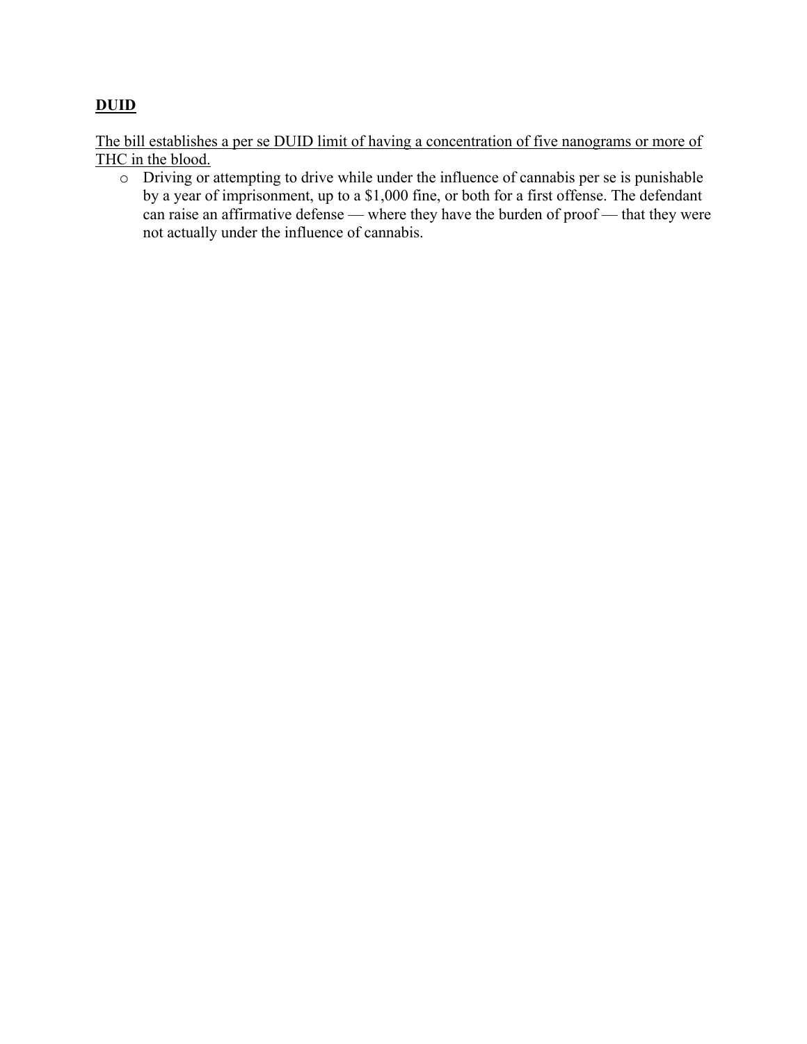**DUID**

The bill establishes a per se DUID limit of having a concentration of five nanograms or more of THC in the blood.

- Driving or attempting to drive while under the influence of cannabis per se is punishable by a year of imprisonment, up to a $1,000 fine, or both for a first offense. The defendant can raise an affirmative defense — where they have the burden of proof — that they were not actually under the influence of cannabis.